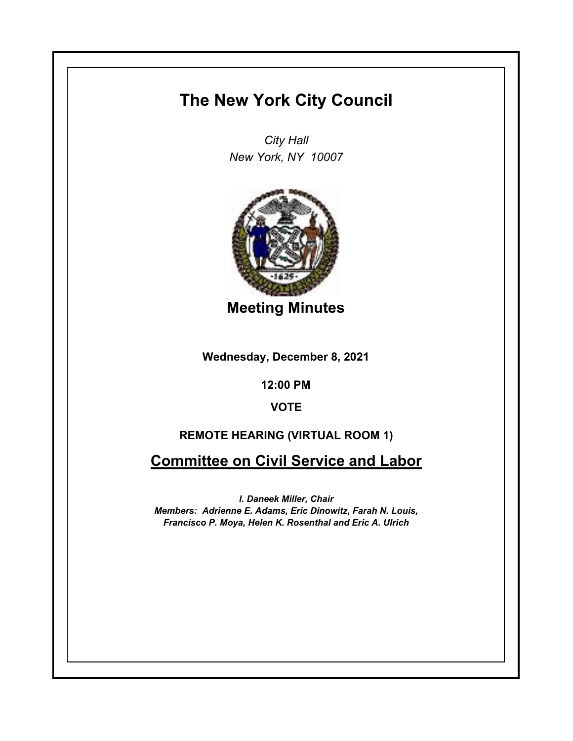# The New York City Council

*City Hall*
*New York, NY 10007*

## Meeting Minutes

**Wednesday, December 8, 2021**

**12:00 PM**

**VOTE**

**REMOTE HEARING (VIRTUAL ROOM 1)**

## Committee on Civil Service and Labor

***I. Daneek Miller, Chair***
***Members: Adrienne E. Adams, Eric Dinowitz, Farah N. Louis, Francisco P. Moya, Helen K. Rosenthal and Eric A. Ulrich***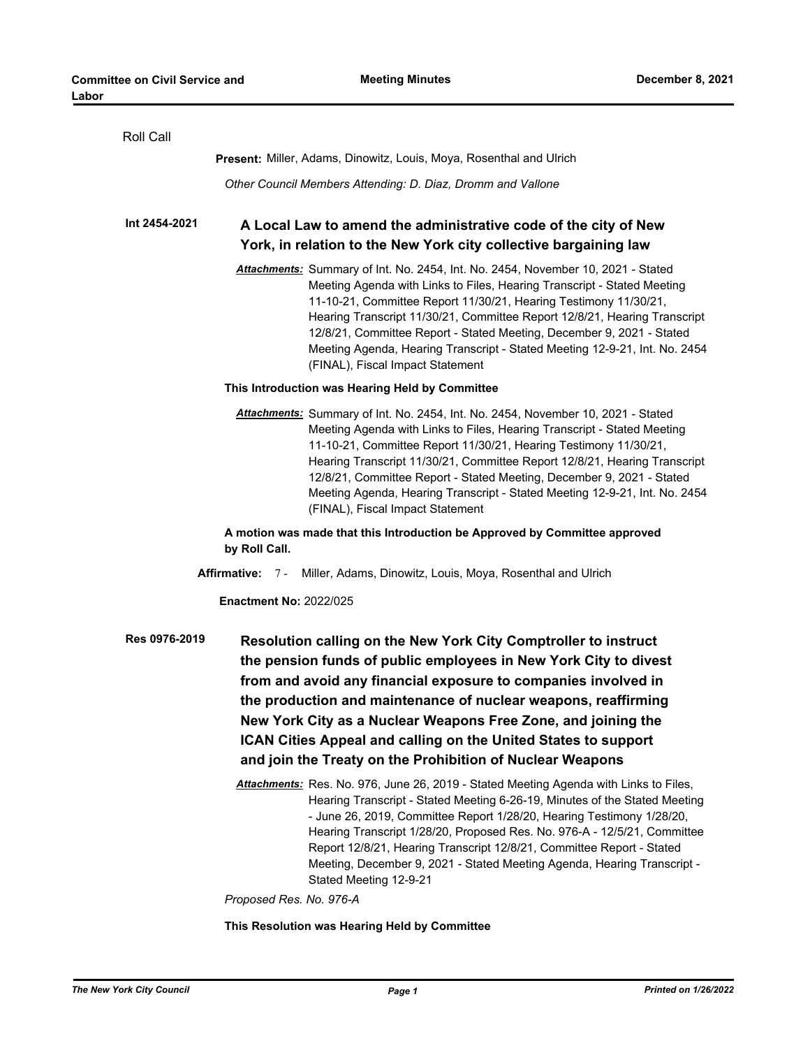Roll Call

**Present:** Miller, Adams, Dinowitz, Louis, Moya, Rosenthal and Ulrich

*Other Council Members Attending: D. Diaz, Dromm and Vallone*

**Int 2454-2021**

## A Local Law to amend the administrative code of the city of New York, in relation to the New York city collective bargaining law

***Attachments:*** Summary of Int. No. 2454, Int. No. 2454, November 10, 2021 - Stated Meeting Agenda with Links to Files, Hearing Transcript - Stated Meeting 11-10-21, Committee Report 11/30/21, Hearing Testimony 11/30/21, Hearing Transcript 11/30/21, Committee Report 12/8/21, Hearing Transcript 12/8/21, Committee Report - Stated Meeting, December 9, 2021 - Stated Meeting Agenda, Hearing Transcript - Stated Meeting 12-9-21, Int. No. 2454 (FINAL), Fiscal Impact Statement

**This Introduction was Hearing Held by Committee**

***Attachments:*** Summary of Int. No. 2454, Int. No. 2454, November 10, 2021 - Stated Meeting Agenda with Links to Files, Hearing Transcript - Stated Meeting 11-10-21, Committee Report 11/30/21, Hearing Testimony 11/30/21, Hearing Transcript 11/30/21, Committee Report 12/8/21, Hearing Transcript 12/8/21, Committee Report - Stated Meeting, December 9, 2021 - Stated Meeting Agenda, Hearing Transcript - Stated Meeting 12-9-21, Int. No. 2454 (FINAL), Fiscal Impact Statement

**A motion was made that this Introduction be Approved by Committee approved by Roll Call.**

**Affirmative:** 7 - Miller, Adams, Dinowitz, Louis, Moya, Rosenthal and Ulrich

**Enactment No:** 2022/025

**Res 0976-2019**

## Resolution calling on the New York City Comptroller to instruct the pension funds of public employees in New York City to divest from and avoid any financial exposure to companies involved in the production and maintenance of nuclear weapons, reaffirming New York City as a Nuclear Weapons Free Zone, and joining the ICAN Cities Appeal and calling on the United States to support and join the Treaty on the Prohibition of Nuclear Weapons

***Attachments:*** Res. No. 976, June 26, 2019 - Stated Meeting Agenda with Links to Files, Hearing Transcript - Stated Meeting 6-26-19, Minutes of the Stated Meeting - June 26, 2019, Committee Report 1/28/20, Hearing Testimony 1/28/20, Hearing Transcript 1/28/20, Proposed Res. No. 976-A - 12/5/21, Committee Report 12/8/21, Hearing Transcript 12/8/21, Committee Report - Stated Meeting, December 9, 2021 - Stated Meeting Agenda, Hearing Transcript - Stated Meeting 12-9-21

*Proposed Res. No. 976-A*

**This Resolution was Hearing Held by Committee**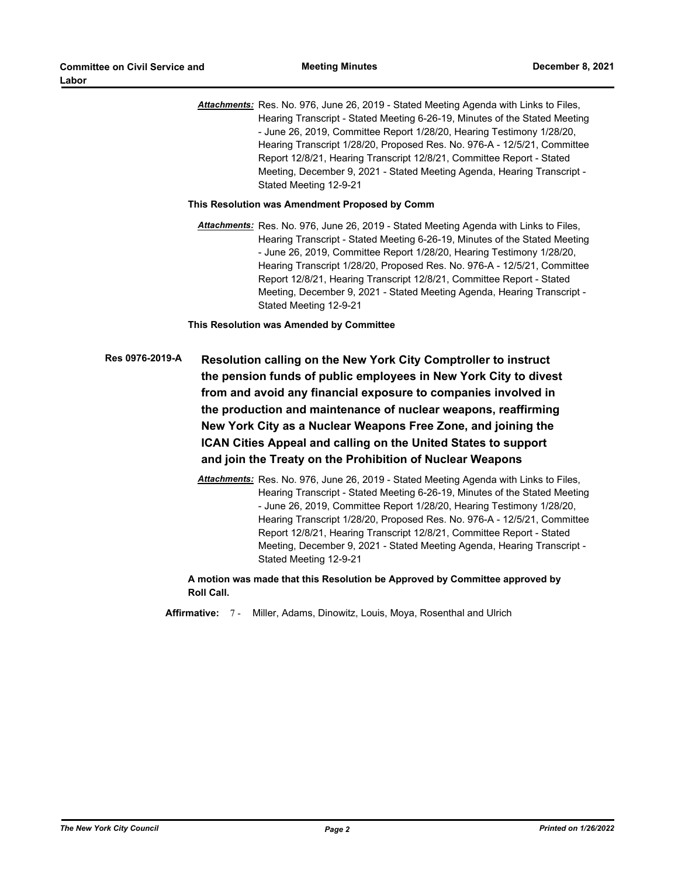***Attachments:*** Res. No. 976, June 26, 2019 - Stated Meeting Agenda with Links to Files, Hearing Transcript - Stated Meeting 6-26-19, Minutes of the Stated Meeting - June 26, 2019, Committee Report 1/28/20, Hearing Testimony 1/28/20, Hearing Transcript 1/28/20, Proposed Res. No. 976-A - 12/5/21, Committee Report 12/8/21, Hearing Transcript 12/8/21, Committee Report - Stated Meeting, December 9, 2021 - Stated Meeting Agenda, Hearing Transcript - Stated Meeting 12-9-21

**This Resolution was Amendment Proposed by Comm**

***Attachments:*** Res. No. 976, June 26, 2019 - Stated Meeting Agenda with Links to Files, Hearing Transcript - Stated Meeting 6-26-19, Minutes of the Stated Meeting - June 26, 2019, Committee Report 1/28/20, Hearing Testimony 1/28/20, Hearing Transcript 1/28/20, Proposed Res. No. 976-A - 12/5/21, Committee Report 12/8/21, Hearing Transcript 12/8/21, Committee Report - Stated Meeting, December 9, 2021 - Stated Meeting Agenda, Hearing Transcript - Stated Meeting 12-9-21

**This Resolution was Amended by Committee**

**Res 0976-2019-A** **Resolution calling on the New York City Comptroller to instruct the pension funds of public employees in New York City to divest from and avoid any financial exposure to companies involved in the production and maintenance of nuclear weapons, reaffirming New York City as a Nuclear Weapons Free Zone, and joining the ICAN Cities Appeal and calling on the United States to support and join the Treaty on the Prohibition of Nuclear Weapons**

***Attachments:*** Res. No. 976, June 26, 2019 - Stated Meeting Agenda with Links to Files, Hearing Transcript - Stated Meeting 6-26-19, Minutes of the Stated Meeting - June 26, 2019, Committee Report 1/28/20, Hearing Testimony 1/28/20, Hearing Transcript 1/28/20, Proposed Res. No. 976-A - 12/5/21, Committee Report 12/8/21, Hearing Transcript 12/8/21, Committee Report - Stated Meeting, December 9, 2021 - Stated Meeting Agenda, Hearing Transcript - Stated Meeting 12-9-21

**A motion was made that this Resolution be Approved by Committee approved by Roll Call.**

**Affirmative:** 7 - Miller, Adams, Dinowitz, Louis, Moya, Rosenthal and Ulrich